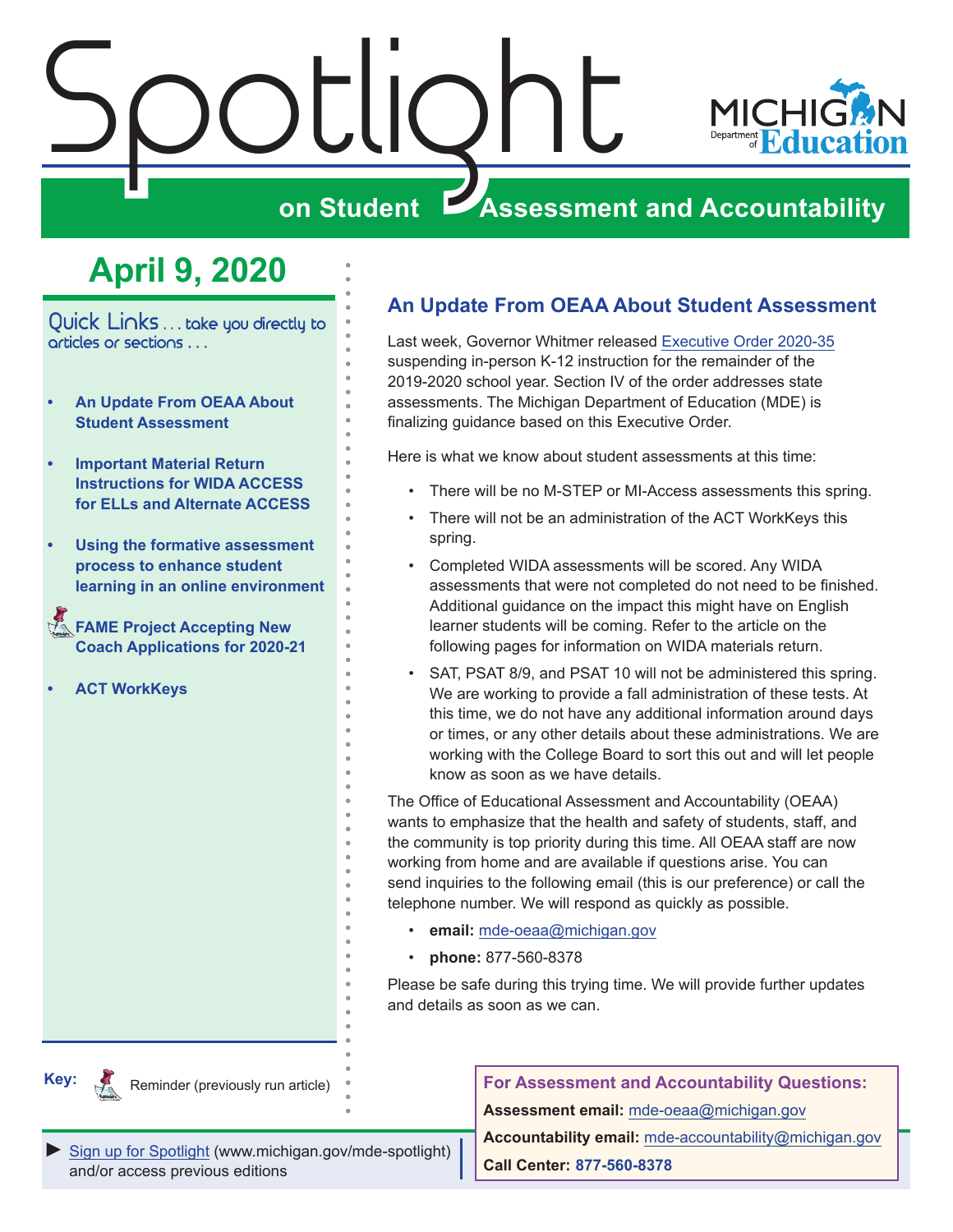# Spotlight on Student Assessment and Accountability

MICHIGAN Department of Education

## April 9, 2020

Quick Links . . . take you directly to articles or sections . . .

- **An Update From OEAA About Student Assessment**
- **Important Material Return Instructions for WIDA ACCESS for ELLs and Alternate ACCESS**
- **Using the formative assessment process to enhance student learning in an online environment**
- **FAME Project Accepting New Coach Applications for 2020-21**
- **ACT WorkKeys**

**Key:** Reminder (previously run article)

## An Update From OEAA About Student Assessment

Last week, Governor Whitmer released Executive Order 2020-35 suspending in-person K-12 instruction for the remainder of the 2019-2020 school year. Section IV of the order addresses state assessments. The Michigan Department of Education (MDE) is finalizing guidance based on this Executive Order.

Here is what we know about student assessments at this time:

- There will be no M-STEP or MI-Access assessments this spring.
- There will not be an administration of the ACT WorkKeys this spring.
- Completed WIDA assessments will be scored. Any WIDA assessments that were not completed do not need to be finished. Additional guidance on the impact this might have on English learner students will be coming. Refer to the article on the following pages for information on WIDA materials return.
- SAT, PSAT 8/9, and PSAT 10 will not be administered this spring. We are working to provide a fall administration of these tests. At this time, we do not have any additional information around days or times, or any other details about these administrations. We are working with the College Board to sort this out and will let people know as soon as we have details.

The Office of Educational Assessment and Accountability (OEAA) wants to emphasize that the health and safety of students, staff, and the community is top priority during this time. All OEAA staff are now working from home and are available if questions arise. You can send inquiries to the following email (this is our preference) or call the telephone number. We will respond as quickly as possible.

- **email:** mde-oeaa@michigan.gov
- **phone:** 877-560-8378

Please be safe during this trying time. We will provide further updates and details as soon as we can.

► Sign up for Spotlight (www.michigan.gov/mde-spotlight) and/or access previous editions

**For Assessment and Accountability Questions:**

**Assessment email:** mde-oeaa@michigan.gov

**Accountability email:** mde-accountability@michigan.gov

**Call Center: 877-560-8378**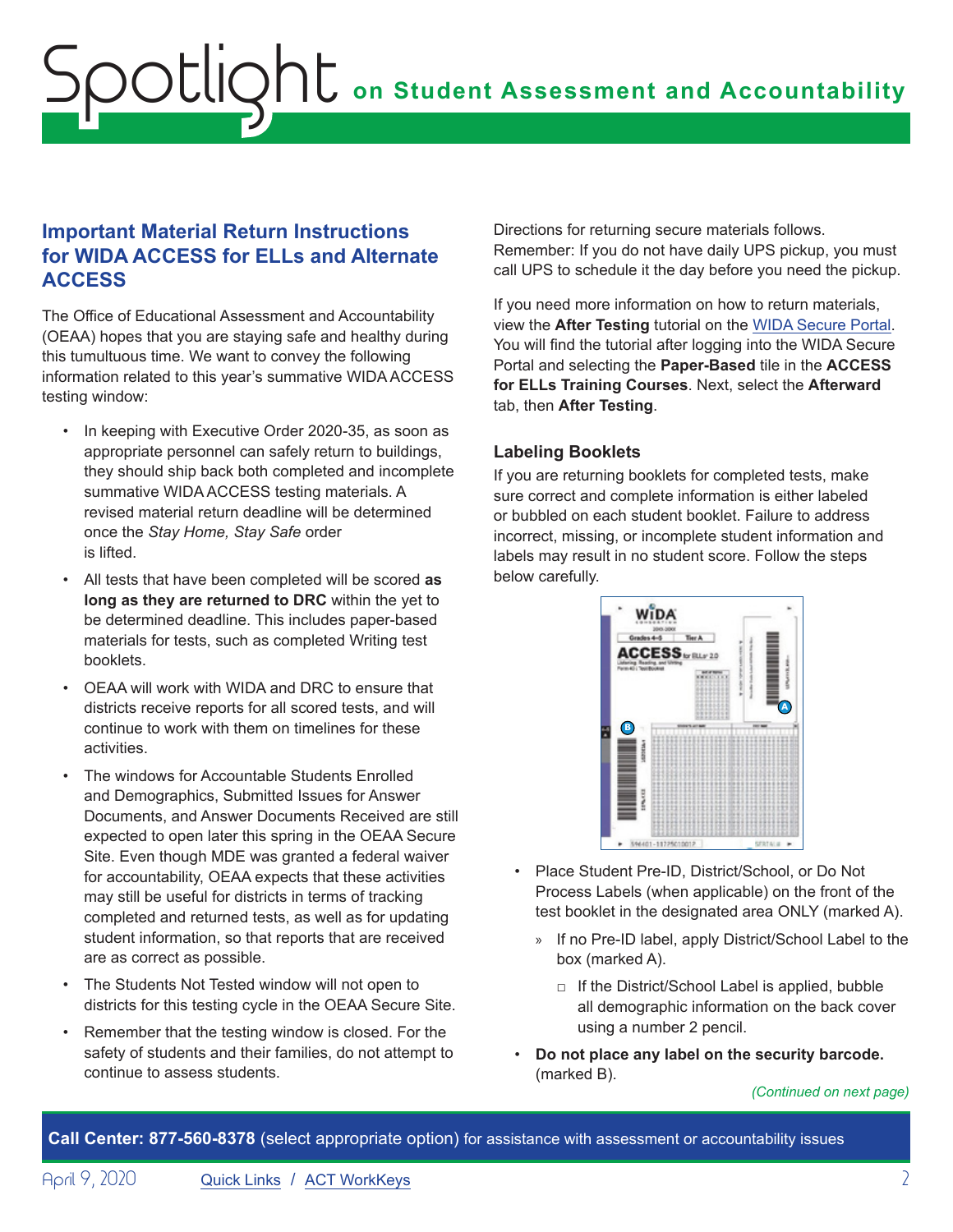## Important Material Return Instructions for WIDA ACCESS for ELLs and Alternate ACCESS

The Office of Educational Assessment and Accountability (OEAA) hopes that you are staying safe and healthy during this tumultuous time. We want to convey the following information related to this year's summative WIDA ACCESS testing window:

- In keeping with Executive Order 2020-35, as soon as appropriate personnel can safely return to buildings, they should ship back both completed and incomplete summative WIDA ACCESS testing materials. A revised material return deadline will be determined once the *Stay Home, Stay Safe* order is lifted.
- All tests that have been completed will be scored **as long as they are returned to DRC** within the yet to be determined deadline. This includes paper-based materials for tests, such as completed Writing test booklets.
- OEAA will work with WIDA and DRC to ensure that districts receive reports for all scored tests, and will continue to work with them on timelines for these activities.
- The windows for Accountable Students Enrolled and Demographics, Submitted Issues for Answer Documents, and Answer Documents Received are still expected to open later this spring in the OEAA Secure Site. Even though MDE was granted a federal waiver for accountability, OEAA expects that these activities may still be useful for districts in terms of tracking completed and returned tests, as well as for updating student information, so that reports that are received are as correct as possible.
- The Students Not Tested window will not open to districts for this testing cycle in the OEAA Secure Site.
- Remember that the testing window is closed. For the safety of students and their families, do not attempt to continue to assess students.

Directions for returning secure materials follows. Remember: If you do not have daily UPS pickup, you must call UPS to schedule it the day before you need the pickup.

If you need more information on how to return materials, view the **After Testing** tutorial on the [WIDA Secure Portal](). You will find the tutorial after logging into the WIDA Secure Portal and selecting the **Paper-Based** tile in the **ACCESS for ELLs Training Courses**. Next, select the **Afterward** tab, then **After Testing**.

### Labeling Booklets

If you are returning booklets for completed tests, make sure correct and complete information is either labeled or bubbled on each student booklet. Failure to address incorrect, missing, or incomplete student information and labels may result in no student score. Follow the steps below carefully.

- Place Student Pre-ID, District/School, or Do Not Process Labels (when applicable) on the front of the test booklet in the designated area ONLY (marked A).
  - If no Pre-ID label, apply District/School Label to the box (marked A).
    - If the District/School Label is applied, bubble all demographic information on the back cover using a number 2 pencil.
- **Do not place any label on the security barcode.** (marked B).

*(Continued on next page)*

**Call Center: 877-560-8378** (select appropriate option) for assistance with assessment or accountability issues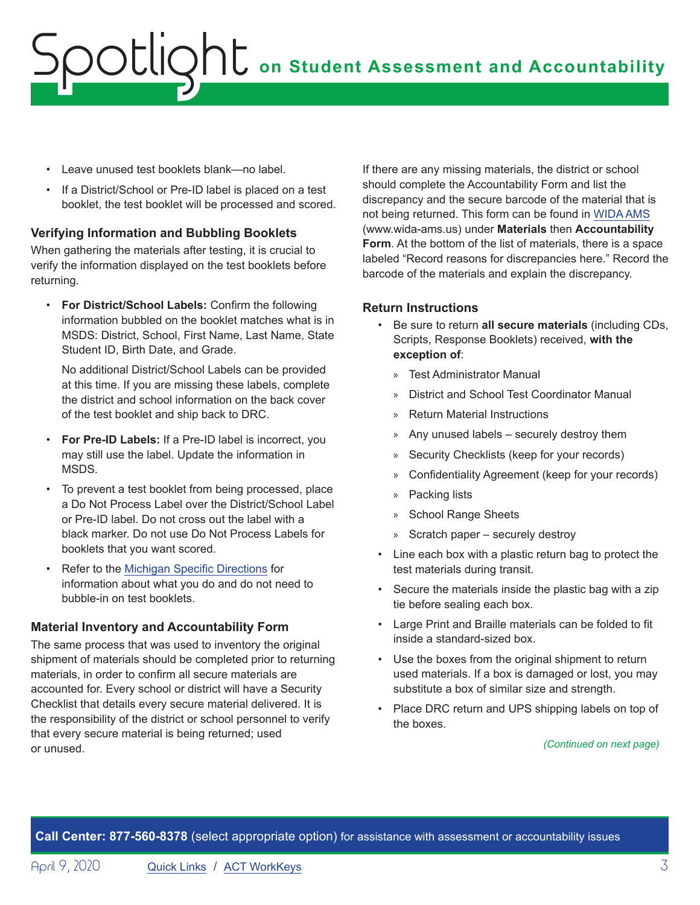- Leave unused test booklets blank—no label.
- If a District/School or Pre-ID label is placed on a test booklet, the test booklet will be processed and scored.

### Verifying Information and Bubbling Booklets

When gathering the materials after testing, it is crucial to verify the information displayed on the test booklets before returning.

- **For District/School Labels:** Confirm the following information bubbled on the booklet matches what is in MSDS: District, School, First Name, Last Name, State Student ID, Birth Date, and Grade.

  No additional District/School Labels can be provided at this time. If you are missing these labels, complete the district and school information on the back cover of the test booklet and ship back to DRC.
- **For Pre-ID Labels:** If a Pre-ID label is incorrect, you may still use the label. Update the information in MSDS.
- To prevent a test booklet from being processed, place a Do Not Process Label over the District/School Label or Pre-ID label. Do not cross out the label with a black marker. Do not use Do Not Process Labels for booklets that you want scored.
- Refer to the Michigan Specific Directions for information about what you do and do not need to bubble-in on test booklets.

### Material Inventory and Accountability Form

The same process that was used to inventory the original shipment of materials should be completed prior to returning materials, in order to confirm all secure materials are accounted for. Every school or district will have a Security Checklist that details every secure material delivered. It is the responsibility of the district or school personnel to verify that every secure material is being returned; used or unused.

If there are any missing materials, the district or school should complete the Accountability Form and list the discrepancy and the secure barcode of the material that is not being returned. This form can be found in WIDA AMS (www.wida-ams.us) under **Materials** then **Accountability Form**. At the bottom of the list of materials, there is a space labeled "Record reasons for discrepancies here." Record the barcode of the materials and explain the discrepancy.

### Return Instructions

- Be sure to return **all secure materials** (including CDs, Scripts, Response Booklets) received, **with the exception of**:
  - Test Administrator Manual
  - District and School Test Coordinator Manual
  - Return Material Instructions
  - Any unused labels – securely destroy them
  - Security Checklists (keep for your records)
  - Confidentiality Agreement (keep for your records)
  - Packing lists
  - School Range Sheets
  - Scratch paper – securely destroy
- Line each box with a plastic return bag to protect the test materials during transit.
- Secure the materials inside the plastic bag with a zip tie before sealing each box.
- Large Print and Braille materials can be folded to fit inside a standard-sized box.
- Use the boxes from the original shipment to return used materials. If a box is damaged or lost, you may substitute a box of similar size and strength.
- Place DRC return and UPS shipping labels on top of the boxes.

*(Continued on next page)*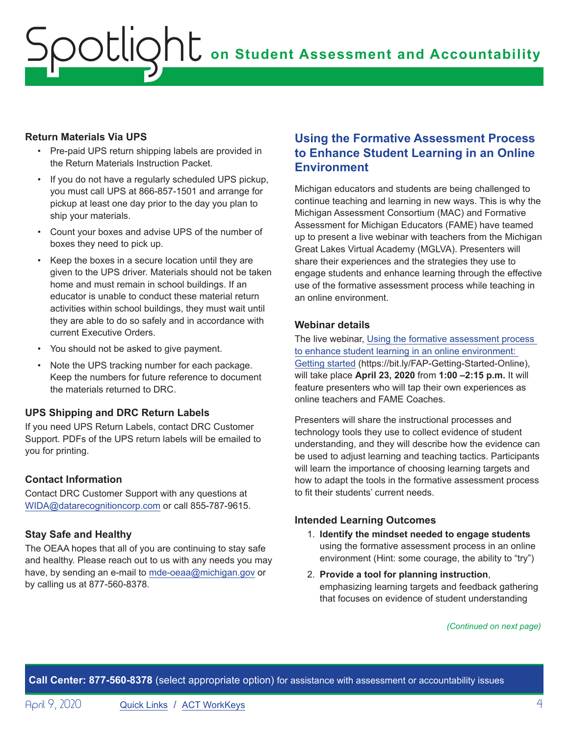### Return Materials Via UPS

- Pre-paid UPS return shipping labels are provided in the Return Materials Instruction Packet.
- If you do not have a regularly scheduled UPS pickup, you must call UPS at 866-857-1501 and arrange for pickup at least one day prior to the day you plan to ship your materials.
- Count your boxes and advise UPS of the number of boxes they need to pick up.
- Keep the boxes in a secure location until they are given to the UPS driver. Materials should not be taken home and must remain in school buildings. If an educator is unable to conduct these material return activities within school buildings, they must wait until they are able to do so safely and in accordance with current Executive Orders.
- You should not be asked to give payment.
- Note the UPS tracking number for each package. Keep the numbers for future reference to document the materials returned to DRC.

### UPS Shipping and DRC Return Labels

If you need UPS Return Labels, contact DRC Customer Support. PDFs of the UPS return labels will be emailed to you for printing.

### Contact Information

Contact DRC Customer Support with any questions at WIDA@datarecognitioncorp.com or call 855-787-9615.

### Stay Safe and Healthy

The OEAA hopes that all of you are continuing to stay safe and healthy. Please reach out to us with any needs you may have, by sending an e-mail to mde-oeaa@michigan.gov or by calling us at 877-560-8378.

## Using the Formative Assessment Process to Enhance Student Learning in an Online Environment

Michigan educators and students are being challenged to continue teaching and learning in new ways. This is why the Michigan Assessment Consortium (MAC) and Formative Assessment for Michigan Educators (FAME) have teamed up to present a live webinar with teachers from the Michigan Great Lakes Virtual Academy (MGLVA). Presenters will share their experiences and the strategies they use to engage students and enhance learning through the effective use of the formative assessment process while teaching in an online environment.

### Webinar details

The live webinar, Using the formative assessment process to enhance student learning in an online environment: Getting started (https://bit.ly/FAP-Getting-Started-Online), will take place **April 23, 2020** from **1:00 –2:15 p.m.** It will feature presenters who will tap their own experiences as online teachers and FAME Coaches.

Presenters will share the instructional processes and technology tools they use to collect evidence of student understanding, and they will describe how the evidence can be used to adjust learning and teaching tactics. Participants will learn the importance of choosing learning targets and how to adapt the tools in the formative assessment process to fit their students' current needs.

### Intended Learning Outcomes

1. **Identify the mindset needed to engage students** using the formative assessment process in an online environment (Hint: some courage, the ability to "try")
2. **Provide a tool for planning instruction**, emphasizing learning targets and feedback gathering that focuses on evidence of student understanding

*(Continued on next page)*

**Call Center: 877-560-8378** (select appropriate option) for assistance with assessment or accountability issues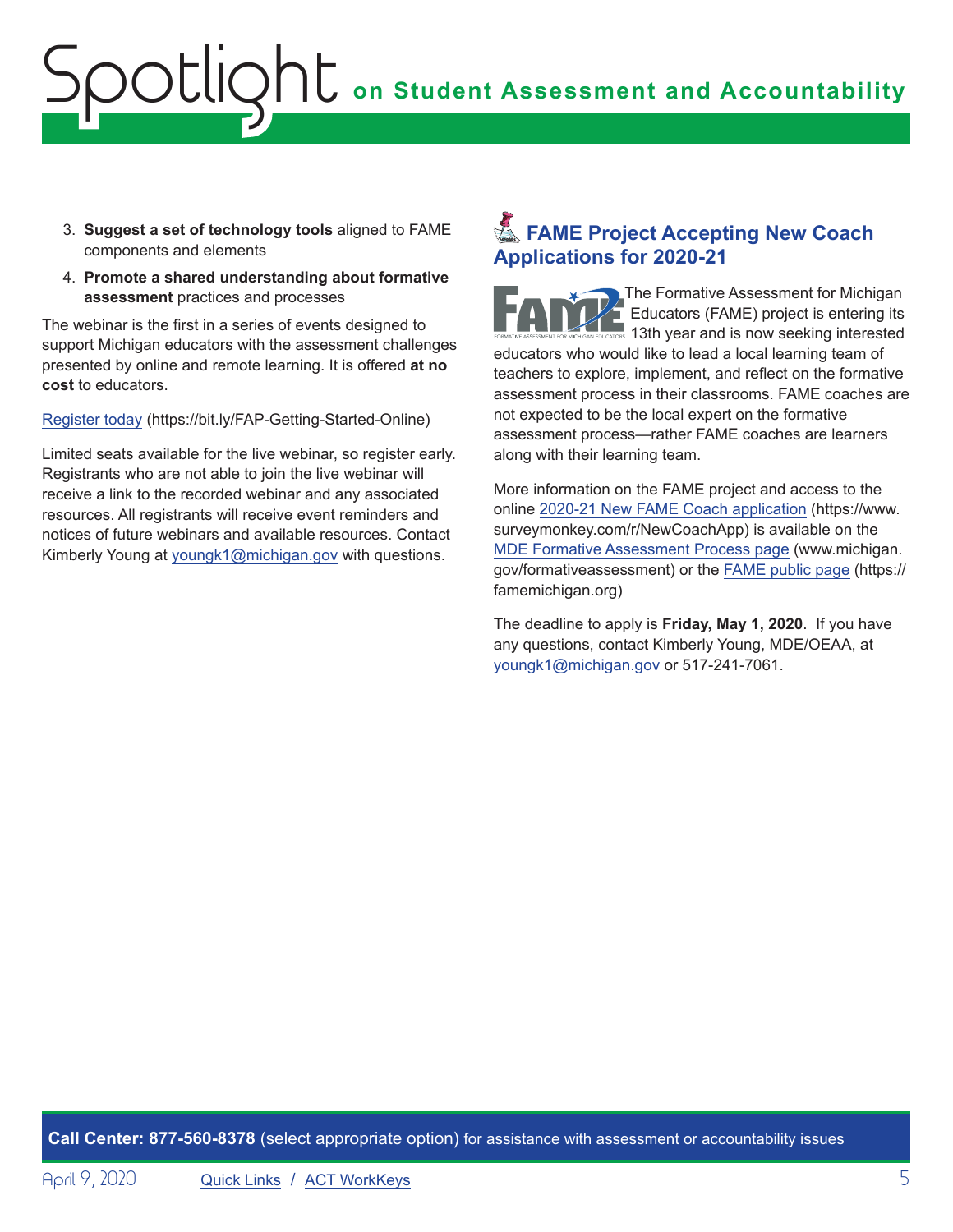3. **Suggest a set of technology tools** aligned to FAME components and elements
4. **Promote a shared understanding about formative assessment** practices and processes

The webinar is the first in a series of events designed to support Michigan educators with the assessment challenges presented by online and remote learning. It is offered **at no cost** to educators.

Register today (https://bit.ly/FAP-Getting-Started-Online)

Limited seats available for the live webinar, so register early. Registrants who are not able to join the live webinar will receive a link to the recorded webinar and any associated resources. All registrants will receive event reminders and notices of future webinars and available resources. Contact Kimberly Young at youngk1@michigan.gov with questions.

## FAME Project Accepting New Coach Applications for 2020-21

The Formative Assessment for Michigan Educators (FAME) project is entering its 13th year and is now seeking interested educators who would like to lead a local learning team of teachers to explore, implement, and reflect on the formative assessment process in their classrooms. FAME coaches are not expected to be the local expert on the formative assessment process—rather FAME coaches are learners along with their learning team.

More information on the FAME project and access to the online 2020-21 New FAME Coach application (https://www.surveymonkey.com/r/NewCoachApp) is available on the MDE Formative Assessment Process page (www.michigan.gov/formativeassessment) or the FAME public page (https://famemichigan.org)

The deadline to apply is **Friday, May 1, 2020**. If you have any questions, contact Kimberly Young, MDE/OEAA, at youngk1@michigan.gov or 517-241-7061.

**Call Center: 877-560-8378** (select appropriate option) for assistance with assessment or accountability issues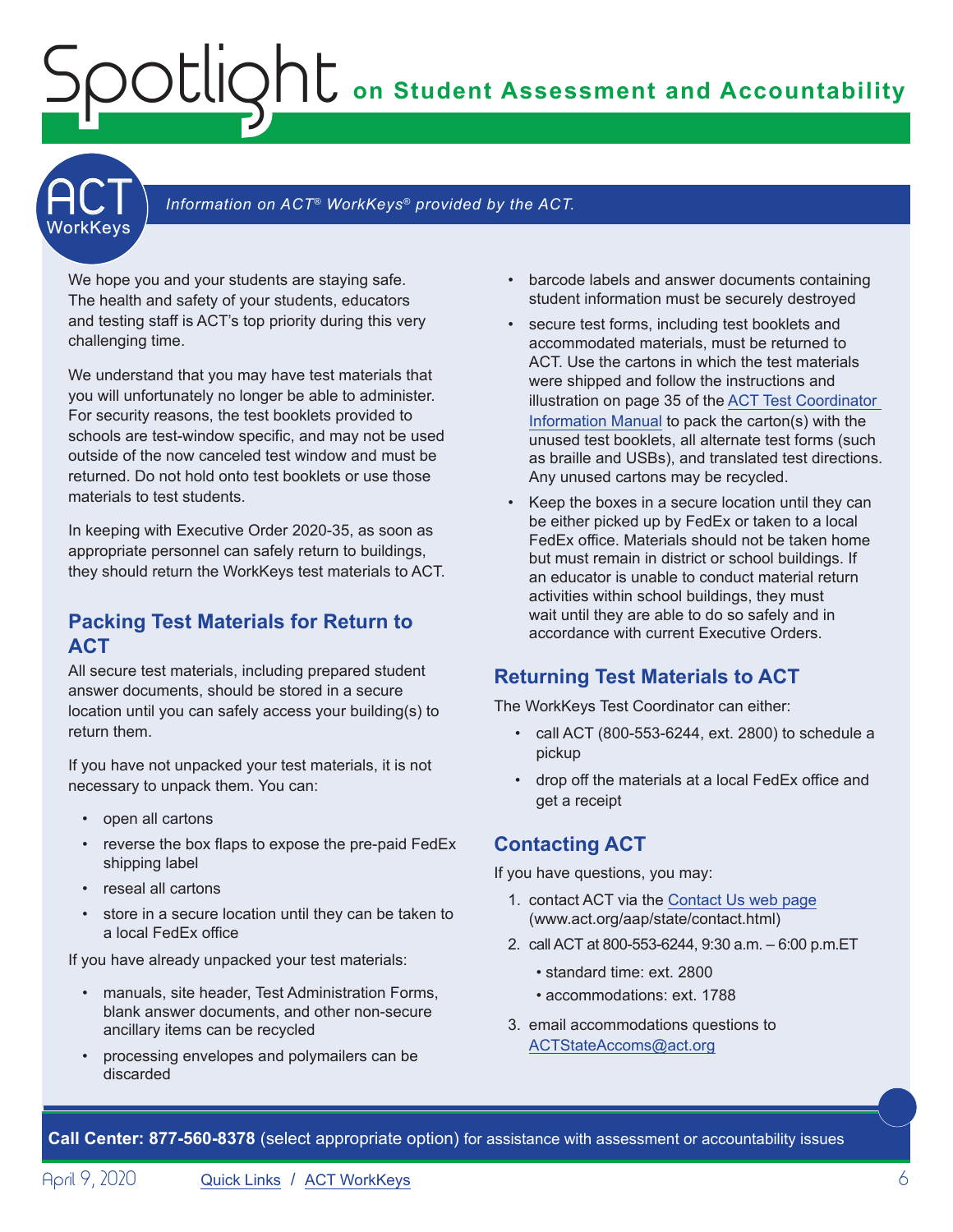# Spotlight on Student Assessment and Accountability

## ACT WorkKeys

*Information on ACT® WorkKeys® provided by the ACT.*

We hope you and your students are staying safe. The health and safety of your students, educators and testing staff is ACT's top priority during this very challenging time.

We understand that you may have test materials that you will unfortunately no longer be able to administer. For security reasons, the test booklets provided to schools are test-window specific, and may not be used outside of the now canceled test window and must be returned. Do not hold onto test booklets or use those materials to test students.

In keeping with Executive Order 2020-35, as soon as appropriate personnel can safely return to buildings, they should return the WorkKeys test materials to ACT.

### Packing Test Materials for Return to ACT

All secure test materials, including prepared student answer documents, should be stored in a secure location until you can safely access your building(s) to return them.

If you have not unpacked your test materials, it is not necessary to unpack them. You can:

- open all cartons
- reverse the box flaps to expose the pre-paid FedEx shipping label
- reseal all cartons
- store in a secure location until they can be taken to a local FedEx office

If you have already unpacked your test materials:

- manuals, site header, Test Administration Forms, blank answer documents, and other non-secure ancillary items can be recycled
- processing envelopes and polymailers can be discarded
- barcode labels and answer documents containing student information must be securely destroyed
- secure test forms, including test booklets and accommodated materials, must be returned to ACT. Use the cartons in which the test materials were shipped and follow the instructions and illustration on page 35 of the ACT Test Coordinator Information Manual to pack the carton(s) with the unused test booklets, all alternate test forms (such as braille and USBs), and translated test directions. Any unused cartons may be recycled.
- Keep the boxes in a secure location until they can be either picked up by FedEx or taken to a local FedEx office. Materials should not be taken home but must remain in district or school buildings. If an educator is unable to conduct material return activities within school buildings, they must wait until they are able to do so safely and in accordance with current Executive Orders.

### Returning Test Materials to ACT

The WorkKeys Test Coordinator can either:

- call ACT (800-553-6244, ext. 2800) to schedule a pickup
- drop off the materials at a local FedEx office and get a receipt

### Contacting ACT

If you have questions, you may:

1. contact ACT via the Contact Us web page (www.act.org/aap/state/contact.html)
2. call ACT at 800-553-6244, 9:30 a.m. – 6:00 p.m.ET
   - standard time: ext. 2800
   - accommodations: ext. 1788
3. email accommodations questions to ACTStateAccoms@act.org

**Call Center: 877-560-8378** (select appropriate option) for assistance with assessment or accountability issues

April 9, 2020 Quick Links / ACT WorkKeys